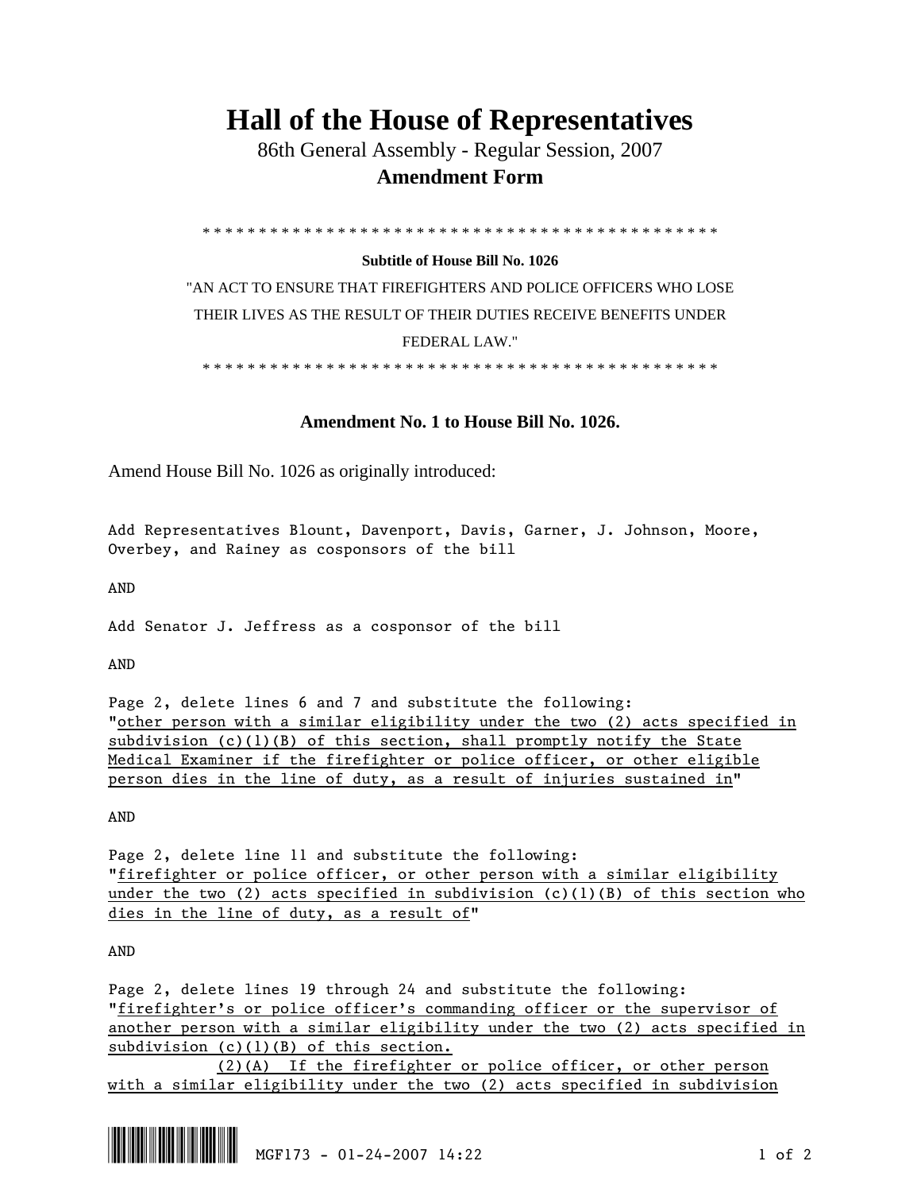# Hall of the House of Representatives

86th General Assembly - Regular Session, 2007

**Amendment Form**

\* \* \* \* \* \* \* \* \* \* \* \* \* \* \* \* \* \* \* \* \* \* \* \* \* \* \* \* \* \* \* \* \* \* \* \* \* \* \* \* \* \* \* \* \* \* \* \*

**Subtitle of House Bill No. 1026**

"AN ACT TO ENSURE THAT FIREFIGHTERS AND POLICE OFFICERS WHO LOSE THEIR LIVES AS THE RESULT OF THEIR DUTIES RECEIVE BENEFITS UNDER FEDERAL LAW."

\* \* \* \* \* \* \* \* \* \* \* \* \* \* \* \* \* \* \* \* \* \* \* \* \* \* \* \* \* \* \* \* \* \* \* \* \* \* \* \* \* \* \* \* \* \* \* \*

**Amendment No. 1 to House Bill No. 1026.**

Amend House Bill No. 1026 as originally introduced:

Add Representatives Blount, Davenport, Davis, Garner, J. Johnson, Moore, Overbey, and Rainey as cosponsors of the bill

AND

Add Senator J. Jeffress as a cosponsor of the bill

AND

Page 2, delete lines 6 and 7 and substitute the following:
"<u>other person with a similar eligibility under the two (2) acts specified in subdivision (c)(1)(B) of this section, shall promptly notify the State Medical Examiner if the firefighter or police officer, or other eligible person dies in the line of duty, as a result of injuries sustained in</u>"

AND

Page 2, delete line 11 and substitute the following:
"<u>firefighter or police officer, or other person with a similar eligibility under the two (2) acts specified in subdivision (c)(1)(B) of this section who dies in the line of duty, as a result of</u>"

AND

Page 2, delete lines 19 through 24 and substitute the following:
"<u>firefighter's or police officer's commanding officer or the supervisor of another person with a similar eligibility under the two (2) acts specified in subdivision (c)(1)(B) of this section.</u>
<u>(2)(A) If the firefighter or police officer, or other person with a similar eligibility under the two (2) acts specified in subdivision</u>

MGF173 - 01-24-2007 14:22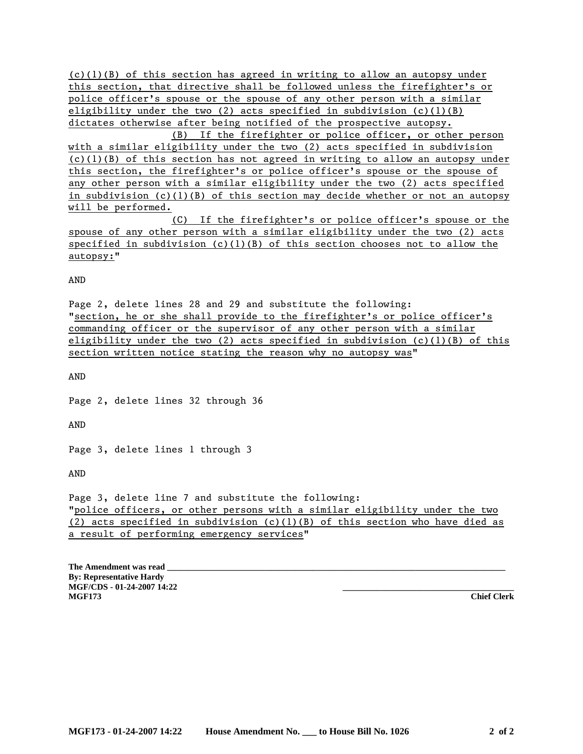(c)(1)(B) of this section has agreed in writing to allow an autopsy under this section, that directive shall be followed unless the firefighter's or police officer's spouse or the spouse of any other person with a similar eligibility under the two (2) acts specified in subdivision (c)(1)(B) dictates otherwise after being notified of the prospective autopsy.

(B) If the firefighter or police officer, or other person with a similar eligibility under the two (2) acts specified in subdivision (c)(1)(B) of this section has not agreed in writing to allow an autopsy under this section, the firefighter's or police officer's spouse or the spouse of any other person with a similar eligibility under the two (2) acts specified in subdivision (c)(1)(B) of this section may decide whether or not an autopsy will be performed.

(C) If the firefighter's or police officer's spouse or the spouse of any other person with a similar eligibility under the two (2) acts specified in subdivision (c)(1)(B) of this section chooses not to allow the autopsy:"

AND

Page 2, delete lines 28 and 29 and substitute the following:
"section, he or she shall provide to the firefighter's or police officer's commanding officer or the supervisor of any other person with a similar eligibility under the two (2) acts specified in subdivision (c)(1)(B) of this section written notice stating the reason why no autopsy was"

AND

Page 2, delete lines 32 through 36

AND

Page 3, delete lines 1 through 3

AND

Page 3, delete line 7 and substitute the following:
"police officers, or other persons with a similar eligibility under the two (2) acts specified in subdivision (c)(1)(B) of this section who have died as a result of performing emergency services"

**The Amendment was read** ______________________________
**By: Representative Hardy**
**MGF/CDS - 01-24-2007 14:22**
**MGF173**

______________________________
**Chief Clerk**